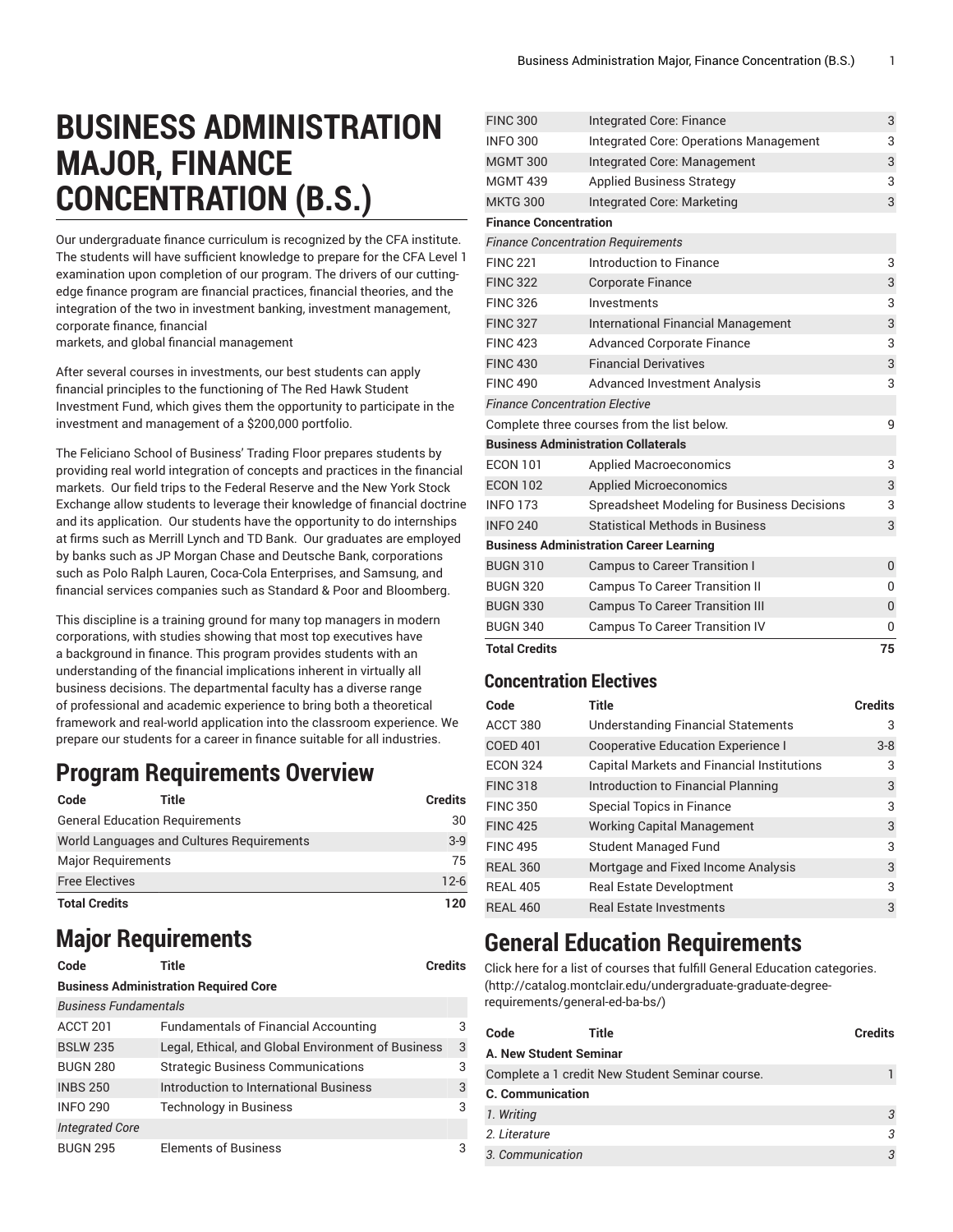# BUSINESS ADMINISTRATION MAJOR, FINANCE CONCENTRATION (B.S.)

Our undergraduate finance curriculum is recognized by the CFA institute. The students will have sufficient knowledge to prepare for the CFA Level 1 examination upon completion of our program. The drivers of our cutting-edge finance program are financial practices, financial theories, and the integration of the two in investment banking, investment management, corporate finance, financial markets, and global financial management

After several courses in investments, our best students can apply financial principles to the functioning of The Red Hawk Student Investment Fund, which gives them the opportunity to participate in the investment and management of a $200,000 portfolio.

The Feliciano School of Business' Trading Floor prepares students by providing real world integration of concepts and practices in the financial markets. Our field trips to the Federal Reserve and the New York Stock Exchange allow students to leverage their knowledge of financial doctrine and its application. Our students have the opportunity to do internships at firms such as Merrill Lynch and TD Bank. Our graduates are employed by banks such as JP Morgan Chase and Deutsche Bank, corporations such as Polo Ralph Lauren, Coca-Cola Enterprises, and Samsung, and financial services companies such as Standard & Poor and Bloomberg.

This discipline is a training ground for many top managers in modern corporations, with studies showing that most top executives have a background in finance. This program provides students with an understanding of the financial implications inherent in virtually all business decisions. The departmental faculty has a diverse range of professional and academic experience to bring both a theoretical framework and real-world application into the classroom experience. We prepare our students for a career in finance suitable for all industries.

## Program Requirements Overview

| Code | Title | Credits |
|---|---|---|
| General Education Requirements | | 30 |
| World Languages and Cultures Requirements | | 3-9 |
| Major Requirements | | 75 |
| Free Electives | | 12-6 |
| **Total Credits** | | **120** |

## Major Requirements

| Code | Title | Credits |
|---|---|---|
| **Business Administration Required Core** | | |
| *Business Fundamentals* | | |
| ACCT 201 | Fundamentals of Financial Accounting | 3 |
| BSLW 235 | Legal, Ethical, and Global Environment of Business | 3 |
| BUGN 280 | Strategic Business Communications | 3 |
| INBS 250 | Introduction to International Business | 3 |
| INFO 290 | Technology in Business | 3 |
| *Integrated Core* | | |
| BUGN 295 | Elements of Business | 3 |
| FINC 300 | Integrated Core: Finance | 3 |
| INFO 300 | Integrated Core: Operations Management | 3 |
| MGMT 300 | Integrated Core: Management | 3 |
| MGMT 439 | Applied Business Strategy | 3 |
| MKTG 300 | Integrated Core: Marketing | 3 |
| **Finance Concentration** | | |
| *Finance Concentration Requirements* | | |
| FINC 221 | Introduction to Finance | 3 |
| FINC 322 | Corporate Finance | 3 |
| FINC 326 | Investments | 3 |
| FINC 327 | International Financial Management | 3 |
| FINC 423 | Advanced Corporate Finance | 3 |
| FINC 430 | Financial Derivatives | 3 |
| FINC 490 | Advanced Investment Analysis | 3 |
| *Finance Concentration Elective* | | |
| Complete three courses from the list below. | | 9 |
| **Business Administration Collaterals** | | |
| ECON 101 | Applied Macroeconomics | 3 |
| ECON 102 | Applied Microeconomics | 3 |
| INFO 173 | Spreadsheet Modeling for Business Decisions | 3 |
| INFO 240 | Statistical Methods in Business | 3 |
| **Business Administration Career Learning** | | |
| BUGN 310 | Campus to Career Transition I | 0 |
| BUGN 320 | Campus To Career Transition II | 0 |
| BUGN 330 | Campus To Career Transition III | 0 |
| BUGN 340 | Campus To Career Transition IV | 0 |
| **Total Credits** | | **75** |

### Concentration Electives

| Code | Title | Credits |
|---|---|---|
| ACCT 380 | Understanding Financial Statements | 3 |
| COED 401 | Cooperative Education Experience I | 3-8 |
| ECON 324 | Capital Markets and Financial Institutions | 3 |
| FINC 318 | Introduction to Financial Planning | 3 |
| FINC 350 | Special Topics in Finance | 3 |
| FINC 425 | Working Capital Management | 3 |
| FINC 495 | Student Managed Fund | 3 |
| REAL 360 | Mortgage and Fixed Income Analysis | 3 |
| REAL 405 | Real Estate Developtment | 3 |
| REAL 460 | Real Estate Investments | 3 |

## General Education Requirements

Click here for a list of courses that fulfill General Education categories. (http://catalog.montclair.edu/undergraduate-graduate-degree-requirements/general-ed-ba-bs/)

| Code | Title | Credits |
|---|---|---|
| **A. New Student Seminar** | | |
| Complete a 1 credit New Student Seminar course. | | 1 |
| **C. Communication** | | |
| *1. Writing* | | *3* |
| *2. Literature* | | *3* |
| *3. Communication* | | *3* |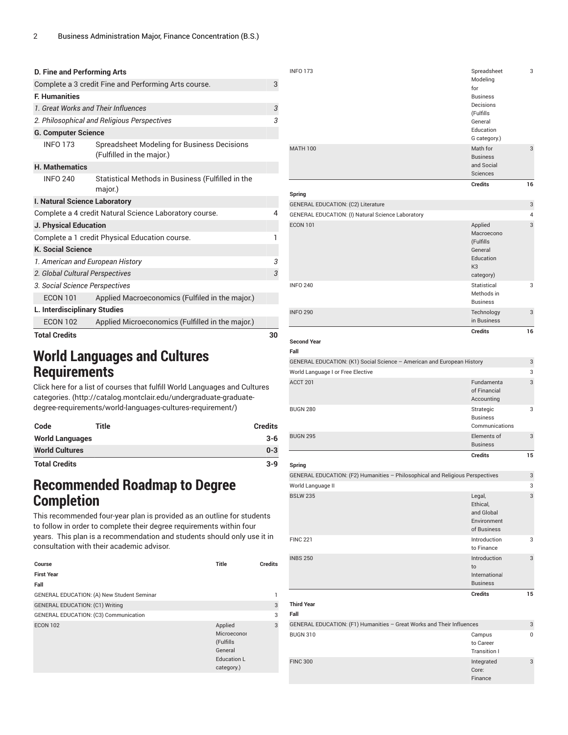| D. Fine and Performing Arts | | |
|---|---|---|
| Complete a 3 credit Fine and Performing Arts course. | | 3 |
| **F. Humanities** | | |
| *1. Great Works and Their Influences* | | *3* |
| *2. Philosophical and Religious Perspectives* | | *3* |
| **G. Computer Science** | | |
| INFO 173 | Spreadsheet Modeling for Business Decisions (Fulfilled in the major.) | |
| **H. Mathematics** | | |
| INFO 240 | Statistical Methods in Business (Fulfilled in the major.) | |
| **I. Natural Science Laboratory** | | |
| Complete a 4 credit Natural Science Laboratory course. | | 4 |
| **J. Physical Education** | | |
| Complete a 1 credit Physical Education course. | | 1 |
| **K. Social Science** | | |
| *1. American and European History* | | *3* |
| *2. Global Cultural Perspectives* | | *3* |
| *3. Social Science Perspectives* | | |
| ECON 101 | Applied Macroeconomics (Fulfiled in the major.) | |
| **L. Interdisciplinary Studies** | | |
| ECON 102 | Applied Microeconomics (Fulfilled in the major.) | |
| **Total Credits** | | **30** |

# World Languages and Cultures Requirements

Click here for a list of courses that fulfill World Languages and Cultures categories. (http://catalog.montclair.edu/undergraduate-graduate-degree-requirements/world-languages-cultures-requirement/)

| Code | Title | Credits |
|---|---|---|
| **World Languages** | | **3-6** |
| **World Cultures** | | **0-3** |
| **Total Credits** | | **3-9** |

# Recommended Roadmap to Degree Completion

This recommended four-year plan is provided as an outline for students to follow in order to complete their degree requirements within four years. This plan is a recommendation and students should only use it in consultation with their academic advisor.

| Course | Title | Credits |
|---|---|---|
| **First Year** | | |
| **Fall** | | |
| GENERAL EDUCATION: (A) New Student Seminar | | 1 |
| GENERAL EDUCATION: (C1) Writing | | 3 |
| GENERAL EDUCATION: (C3) Communication | | 3 |
| ECON 102 | Applied Microeconomics (Fulfills General Education L category.) | 3 |
| INFO 173 | Spreadsheet Modeling for Business Decisions (Fulfills General Education G category.) | 3 |
| MATH 100 | Math for Business and Social Sciences | 3 |
| | **Credits** | **16** |
| **Spring** | | |
| GENERAL EDUCATION: (C2) Literature | | 3 |
| GENERAL EDUCATION: (I) Natural Science Laboratory | | 4 |
| ECON 101 | Applied Macroeconomics (Fulfills General Education K3 category) | 3 |
| INFO 240 | Statistical Methods in Business | 3 |
| INFO 290 | Technology in Business | 3 |
| | **Credits** | **16** |
| **Second Year** | | |
| **Fall** | | |
| GENERAL EDUCATION: (K1) Social Science – American and European History | | 3 |
| World Language I or Free Elective | | 3 |
| ACCT 201 | Fundamentals of Financial Accounting | 3 |
| BUGN 280 | Strategic Business Communications | 3 |
| BUGN 295 | Elements of Business | 3 |
| | **Credits** | **15** |
| **Spring** | | |
| GENERAL EDUCATION: (F2) Humanities – Philosophical and Religious Perspectives | | 3 |
| World Language II | | 3 |
| BSLW 235 | Legal, Ethical, and Global Environment of Business | 3 |
| FINC 221 | Introduction to Finance | 3 |
| INBS 250 | Introduction to International Business | 3 |
| | **Credits** | **15** |
| **Third Year** | | |
| **Fall** | | |
| GENERAL EDUCATION: (F1) Humanities – Great Works and Their Influences | | 3 |
| BUGN 310 | Campus to Career Transition I | 0 |
| FINC 300 | Integrated Core: Finance | 3 |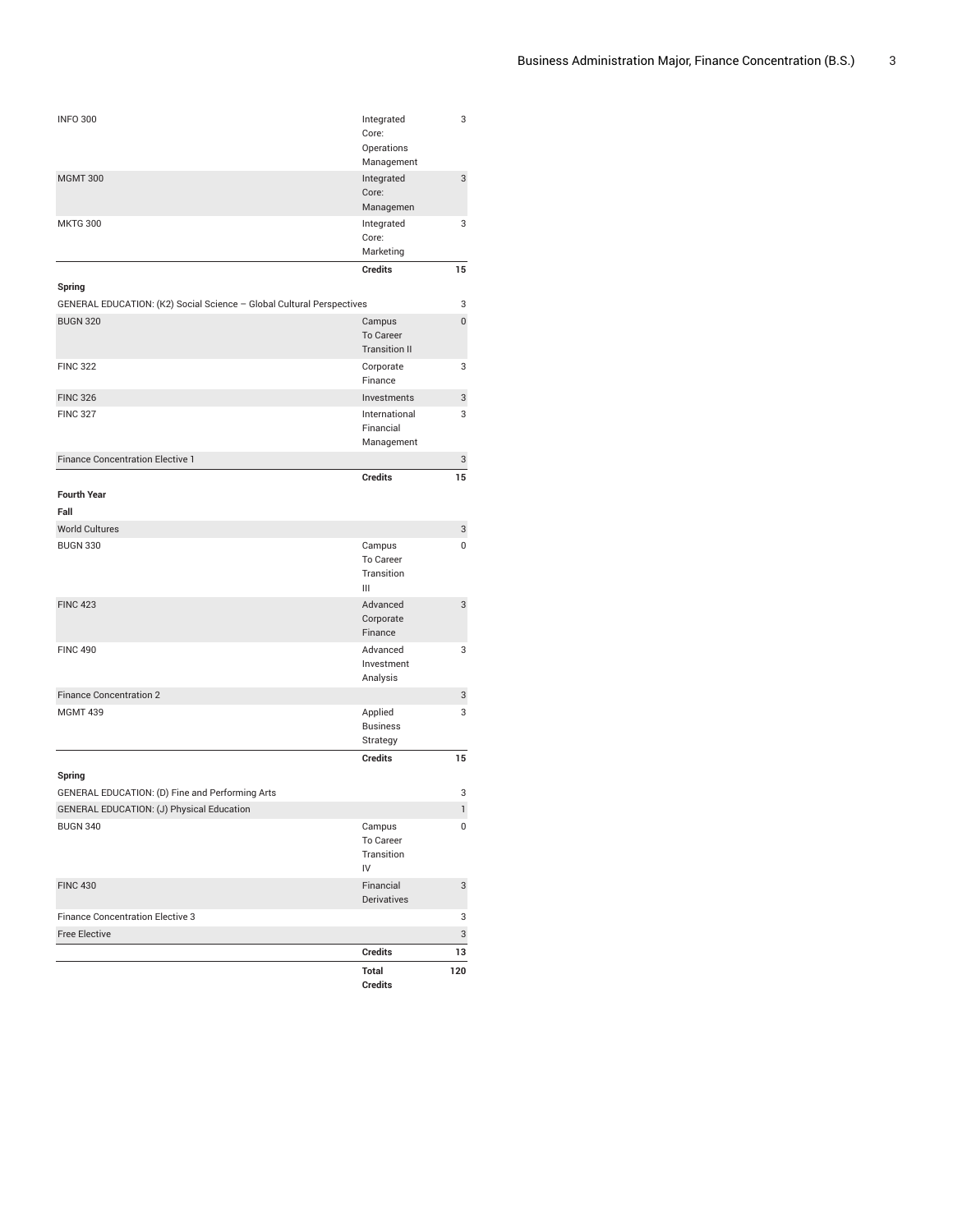| | | |
|---|---|---|
| INFO 300 | Integrated Core: Operations Management | 3 |
| MGMT 300 | Integrated Core: Managemen | 3 |
| MKTG 300 | Integrated Core: Marketing | 3 |
| | **Credits** | **15** |
| **Spring** | | |
| GENERAL EDUCATION: (K2) Social Science – Global Cultural Perspectives | | 3 |
| BUGN 320 | Campus To Career Transition II | 0 |
| FINC 322 | Corporate Finance | 3 |
| FINC 326 | Investments | 3 |
| FINC 327 | International Financial Management | 3 |
| Finance Concentration Elective 1 | | 3 |
| | **Credits** | **15** |
| **Fourth Year** | | |
| **Fall** | | |
| World Cultures | | 3 |
| BUGN 330 | Campus To Career Transition III | 0 |
| FINC 423 | Advanced Corporate Finance | 3 |
| FINC 490 | Advanced Investment Analysis | 3 |
| Finance Concentration 2 | | 3 |
| MGMT 439 | Applied Business Strategy | 3 |
| | **Credits** | **15** |
| **Spring** | | |
| GENERAL EDUCATION: (D) Fine and Performing Arts | | 3 |
| GENERAL EDUCATION: (J) Physical Education | | 1 |
| BUGN 340 | Campus To Career Transition IV | 0 |
| FINC 430 | Financial Derivatives | 3 |
| Finance Concentration Elective 3 | | 3 |
| Free Elective | | 3 |
| | **Credits** | **13** |
| | **Total Credits** | **120** |